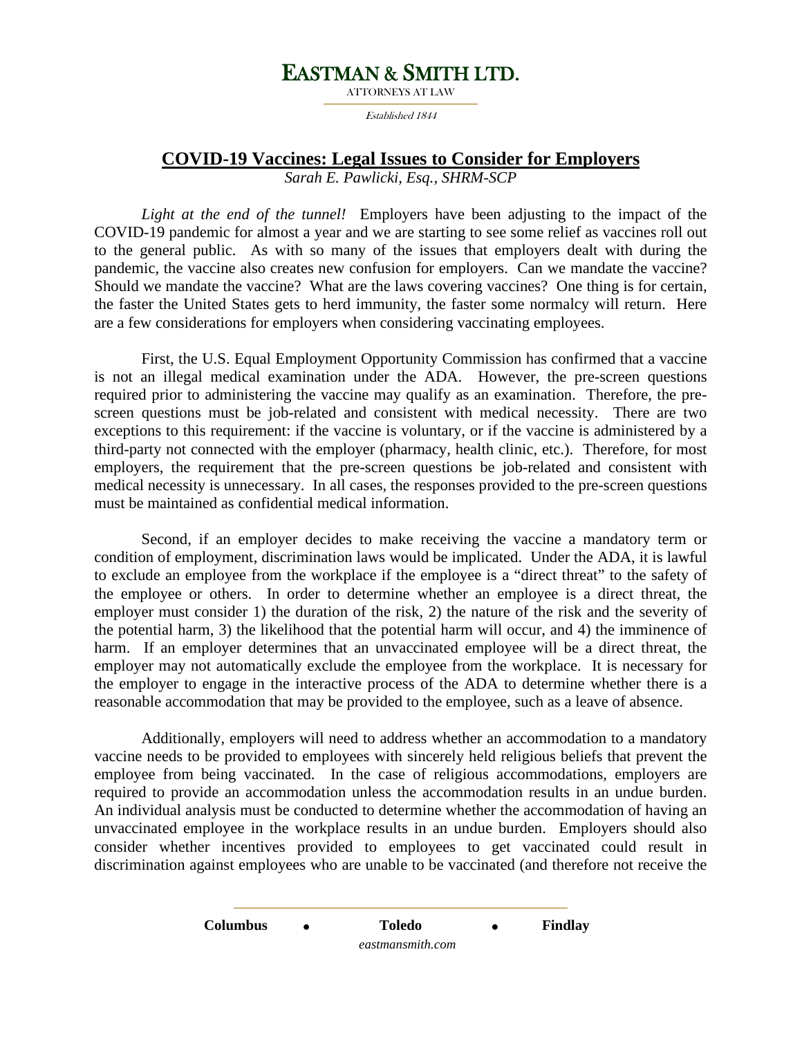# EASTMAN & SMITH LTD.

ATTORNEYS AT LAW

*Established 1844*

## COVID-19 Vaccines: Legal Issues to Consider for Employers

*Sarah E. Pawlicki, Esq., SHRM-SCP*

*Light at the end of the tunnel!* Employers have been adjusting to the impact of the COVID-19 pandemic for almost a year and we are starting to see some relief as vaccines roll out to the general public. As with so many of the issues that employers dealt with during the pandemic, the vaccine also creates new confusion for employers. Can we mandate the vaccine? Should we mandate the vaccine? What are the laws covering vaccines? One thing is for certain, the faster the United States gets to herd immunity, the faster some normalcy will return. Here are a few considerations for employers when considering vaccinating employees.

First, the U.S. Equal Employment Opportunity Commission has confirmed that a vaccine is not an illegal medical examination under the ADA. However, the pre-screen questions required prior to administering the vaccine may qualify as an examination. Therefore, the pre-screen questions must be job-related and consistent with medical necessity. There are two exceptions to this requirement: if the vaccine is voluntary, or if the vaccine is administered by a third-party not connected with the employer (pharmacy, health clinic, etc.). Therefore, for most employers, the requirement that the pre-screen questions be job-related and consistent with medical necessity is unnecessary. In all cases, the responses provided to the pre-screen questions must be maintained as confidential medical information.

Second, if an employer decides to make receiving the vaccine a mandatory term or condition of employment, discrimination laws would be implicated. Under the ADA, it is lawful to exclude an employee from the workplace if the employee is a "direct threat" to the safety of the employee or others. In order to determine whether an employee is a direct threat, the employer must consider 1) the duration of the risk, 2) the nature of the risk and the severity of the potential harm, 3) the likelihood that the potential harm will occur, and 4) the imminence of harm. If an employer determines that an unvaccinated employee will be a direct threat, the employer may not automatically exclude the employee from the workplace. It is necessary for the employer to engage in the interactive process of the ADA to determine whether there is a reasonable accommodation that may be provided to the employee, such as a leave of absence.

Additionally, employers will need to address whether an accommodation to a mandatory vaccine needs to be provided to employees with sincerely held religious beliefs that prevent the employee from being vaccinated. In the case of religious accommodations, employers are required to provide an accommodation unless the accommodation results in an undue burden. An individual analysis must be conducted to determine whether the accommodation of having an unvaccinated employee in the workplace results in an undue burden. Employers should also consider whether incentives provided to employees to get vaccinated could result in discrimination against employees who are unable to be vaccinated (and therefore not receive the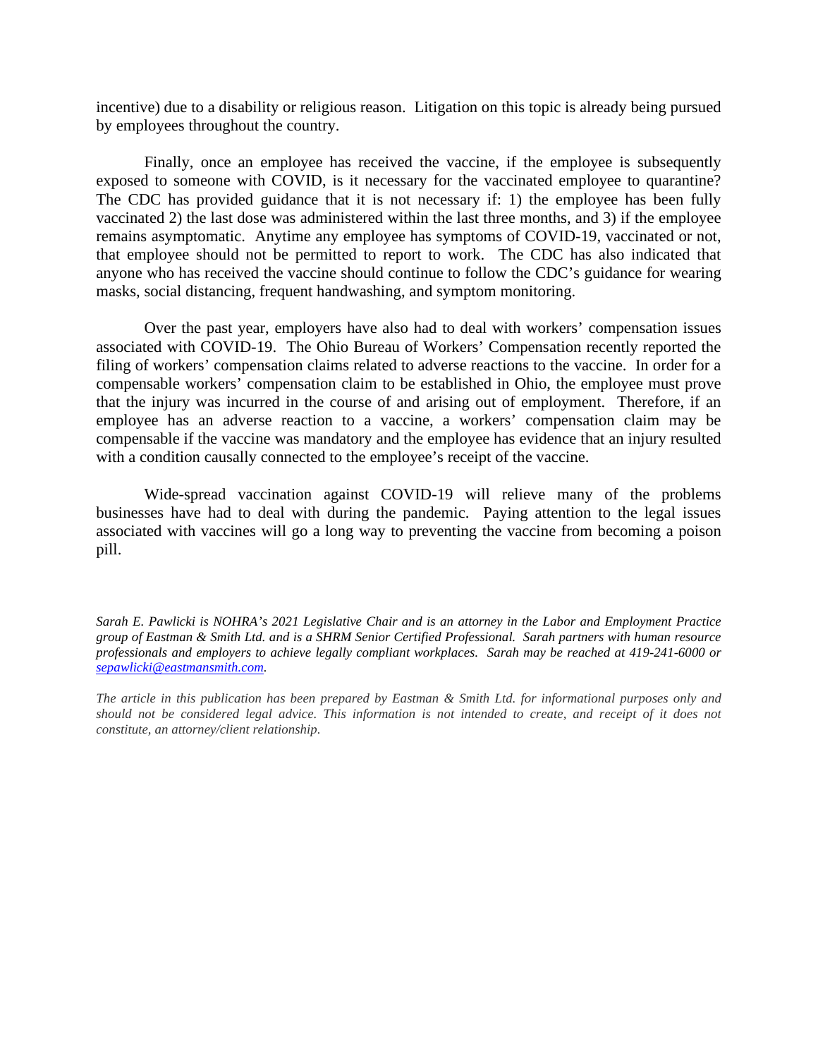incentive) due to a disability or religious reason. Litigation on this topic is already being pursued by employees throughout the country.

Finally, once an employee has received the vaccine, if the employee is subsequently exposed to someone with COVID, is it necessary for the vaccinated employee to quarantine? The CDC has provided guidance that it is not necessary if: 1) the employee has been fully vaccinated 2) the last dose was administered within the last three months, and 3) if the employee remains asymptomatic. Anytime any employee has symptoms of COVID-19, vaccinated or not, that employee should not be permitted to report to work. The CDC has also indicated that anyone who has received the vaccine should continue to follow the CDC's guidance for wearing masks, social distancing, frequent handwashing, and symptom monitoring.

Over the past year, employers have also had to deal with workers' compensation issues associated with COVID-19. The Ohio Bureau of Workers' Compensation recently reported the filing of workers' compensation claims related to adverse reactions to the vaccine. In order for a compensable workers' compensation claim to be established in Ohio, the employee must prove that the injury was incurred in the course of and arising out of employment. Therefore, if an employee has an adverse reaction to a vaccine, a workers' compensation claim may be compensable if the vaccine was mandatory and the employee has evidence that an injury resulted with a condition causally connected to the employee's receipt of the vaccine.

Wide-spread vaccination against COVID-19 will relieve many of the problems businesses have had to deal with during the pandemic. Paying attention to the legal issues associated with vaccines will go a long way to preventing the vaccine from becoming a poison pill.

*Sarah E. Pawlicki is NOHRA's 2021 Legislative Chair and is an attorney in the Labor and Employment Practice group of Eastman & Smith Ltd. and is a SHRM Senior Certified Professional. Sarah partners with human resource professionals and employers to achieve legally compliant workplaces. Sarah may be reached at 419-241-6000 or sepawlicki@eastmansmith.com.*

*The article in this publication has been prepared by Eastman & Smith Ltd. for informational purposes only and should not be considered legal advice. This information is not intended to create, and receipt of it does not constitute, an attorney/client relationship.*